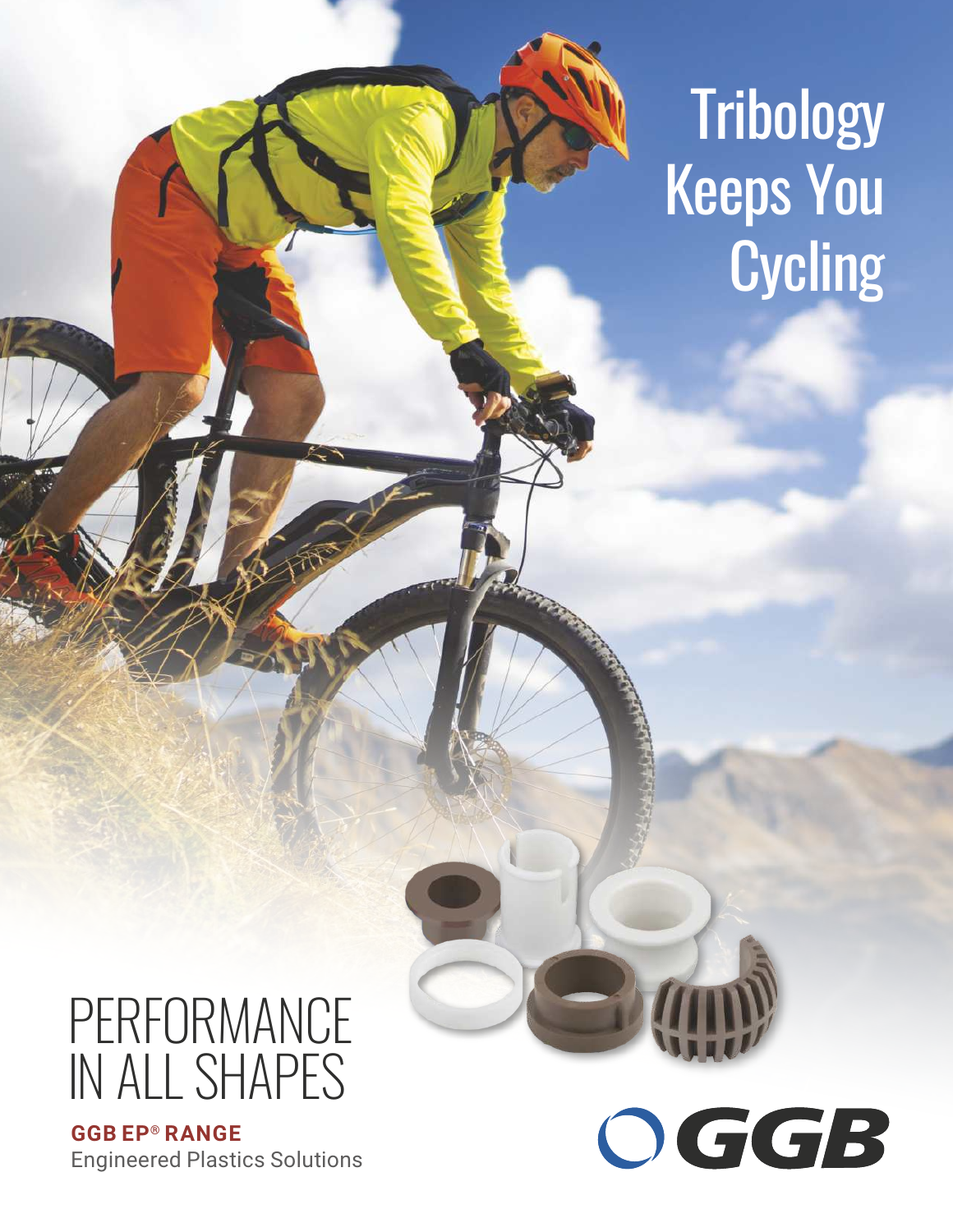# Tribology Keeps You Cycling

## PERFORMANCE IN ALL SHAPES

**GGB EP® RANGE**

Engineered Plastics Solutions

GGB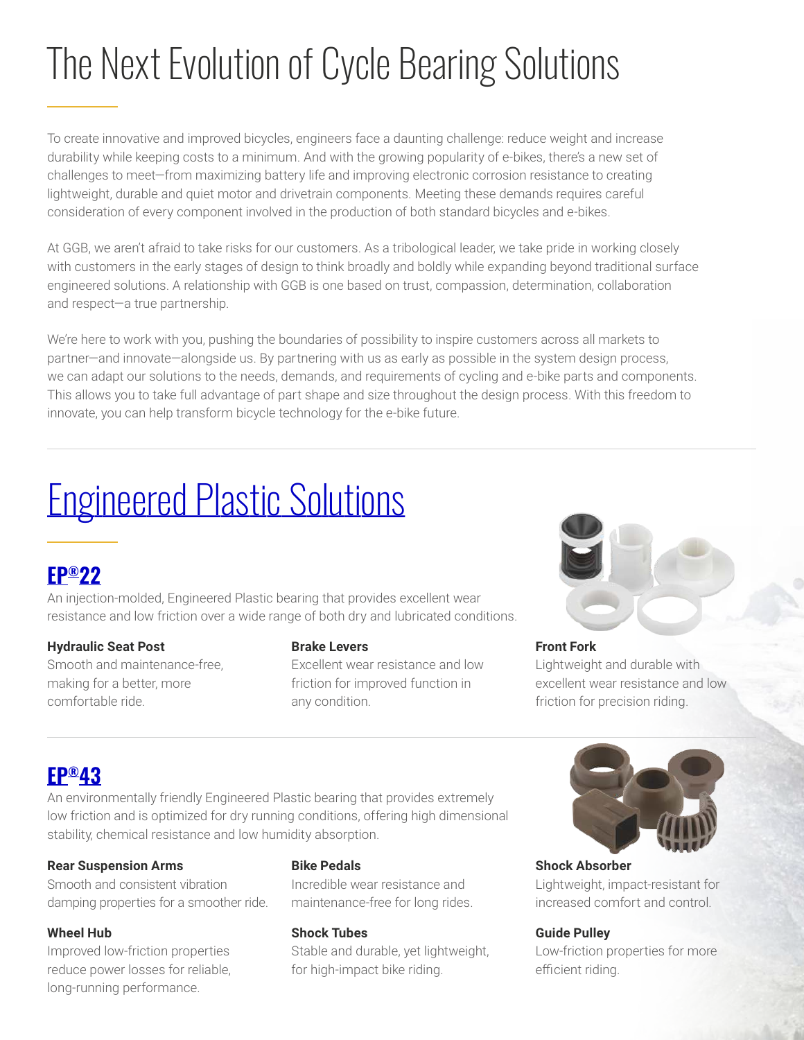# The Next Evolution of Cycle Bearing Solutions

To create innovative and improved bicycles, engineers face a daunting challenge: reduce weight and increase durability while keeping costs to a minimum. And with the growing popularity of e-bikes, there's a new set of challenges to meet—from maximizing battery life and improving electronic corrosion resistance to creating lightweight, durable and quiet motor and drivetrain components. Meeting these demands requires careful consideration of every component involved in the production of both standard bicycles and e-bikes.

At GGB, we aren't afraid to take risks for our customers. As a tribological leader, we take pride in working closely with customers in the early stages of design to think broadly and boldly while expanding beyond traditional surface engineered solutions. A relationship with GGB is one based on trust, compassion, determination, collaboration and respect—a true partnership.

We're here to work with you, pushing the boundaries of possibility to inspire customers across all markets to partner—and innovate—alongside us. By partnering with us as early as possible in the system design process, we can adapt our solutions to the needs, demands, and requirements of cycling and e-bike parts and components. This allows you to take full advantage of part shape and size throughout the design process. With this freedom to innovate, you can help transform bicycle technology for the e-bike future.

# Engineered Plastic Solutions

## EP®22

An injection-molded, Engineered Plastic bearing that provides excellent wear resistance and low friction over a wide range of both dry and lubricated conditions.

**Hydraulic Seat Post**
Smooth and maintenance-free, making for a better, more comfortable ride.

**Brake Levers**
Excellent wear resistance and low friction for improved function in any condition.

**Front Fork**
Lightweight and durable with excellent wear resistance and low friction for precision riding.

## EP®43

An environmentally friendly Engineered Plastic bearing that provides extremely low friction and is optimized for dry running conditions, offering high dimensional stability, chemical resistance and low humidity absorption.

**Rear Suspension Arms**
Smooth and consistent vibration damping properties for a smoother ride.

**Bike Pedals**
Incredible wear resistance and maintenance-free for long rides.

**Shock Absorber**
Lightweight, impact-resistant for increased comfort and control.

**Wheel Hub**
Improved low-friction properties reduce power losses for reliable, long-running performance.

**Shock Tubes**
Stable and durable, yet lightweight, for high-impact bike riding.

**Guide Pulley**
Low-friction properties for more efficient riding.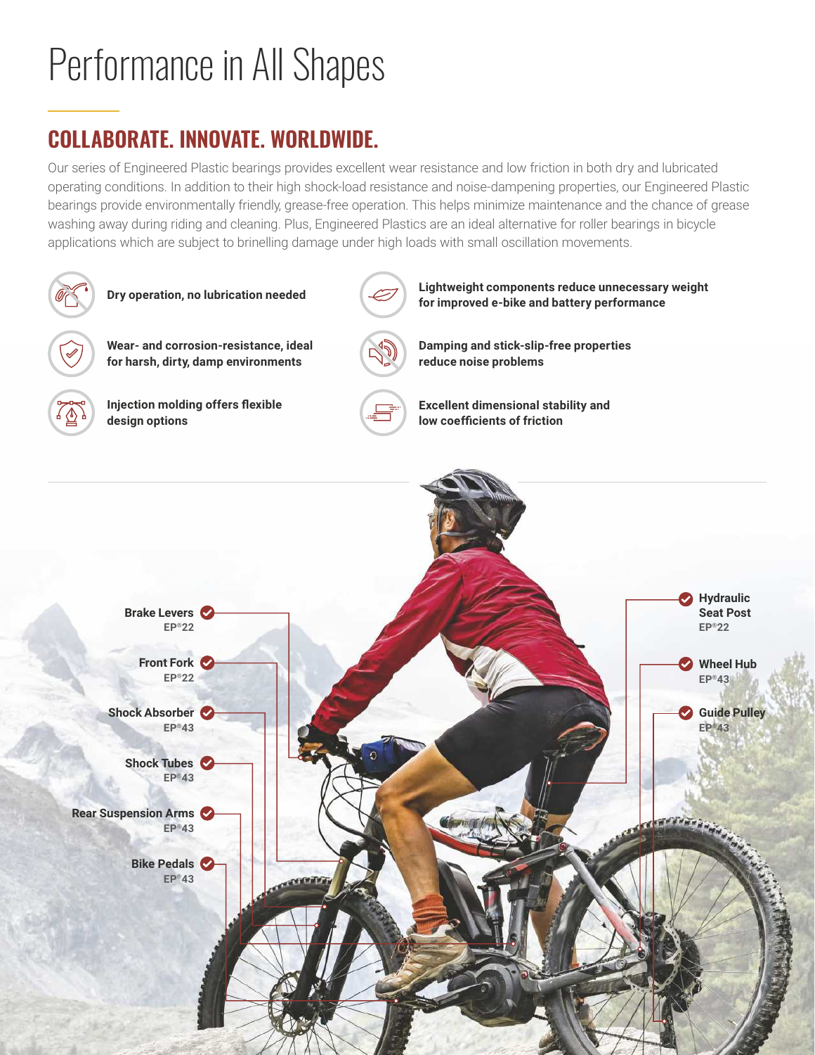# Performance in All Shapes

## COLLABORATE. INNOVATE. WORLDWIDE.

Our series of Engineered Plastic bearings provides excellent wear resistance and low friction in both dry and lubricated operating conditions. In addition to their high shock-load resistance and noise-dampening properties, our Engineered Plastic bearings provide environmentally friendly, grease-free operation. This helps minimize maintenance and the chance of grease washing away during riding and cleaning. Plus, Engineered Plastics are an ideal alternative for roller bearings in bicycle applications which are subject to brinelling damage under high loads with small oscillation movements.

- **Dry operation, no lubrication needed**
- **Wear- and corrosion-resistance, ideal for harsh, dirty, damp environments**
- **Injection molding offers flexible design options**
- **Lightweight components reduce unnecessary weight for improved e-bike and battery performance**
- **Damping and stick-slip-free properties reduce noise problems**
- **Excellent dimensional stability and low coefficients of friction**

**Brake Levers**
EP®22

**Front Fork**
EP®22

**Shock Absorber**
EP®43

**Shock Tubes**
EP®43

**Rear Suspension Arms**
EP®43

**Bike Pedals**
EP®43

**Hydraulic Seat Post**
EP®22

**Wheel Hub**
EP®43

**Guide Pulley**
EP®43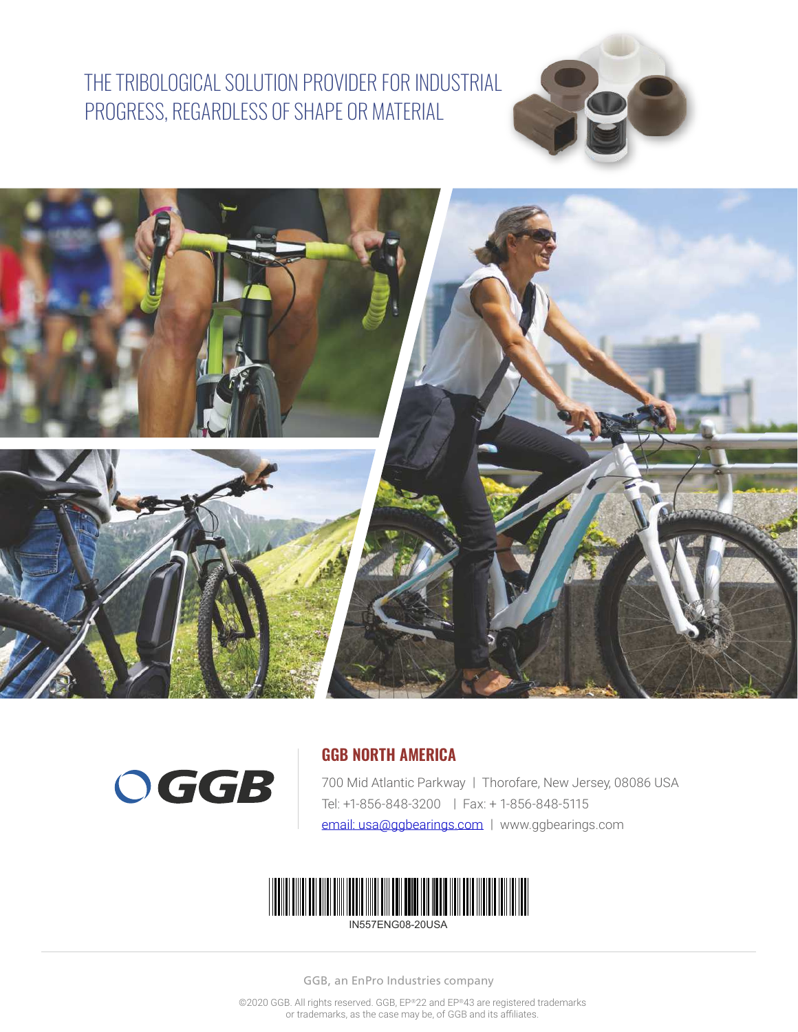# THE TRIBOLOGICAL SOLUTION PROVIDER FOR INDUSTRIAL PROGRESS, REGARDLESS OF SHAPE OR MATERIAL

GGB

## GGB NORTH AMERICA

700 Mid Atlantic Parkway | Thorofare, New Jersey, 08086 USA
Tel: +1-856-848-3200 | Fax: + 1-856-848-5115
email: usa@ggbearings.com | www.ggbearings.com

IN557ENG08-20USA

GGB, an EnPro Industries company

©2020 GGB. All rights reserved. GGB, EP®22 and EP®43 are registered trademarks or trademarks, as the case may be, of GGB and its affiliates.